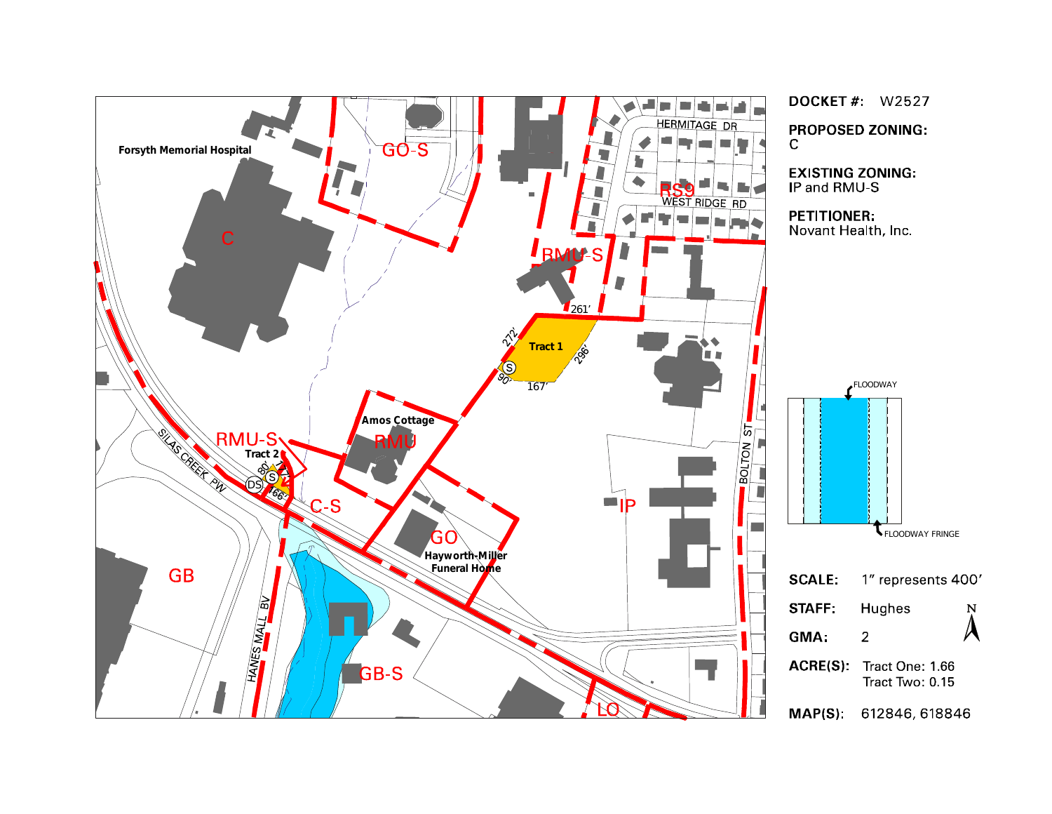Forsyth Memorial Hospital

C

GO-S

RS9

HERMITAGE DR

WEST RIDGE RD

RMU-S

261’

272’

Tract 1

296’

90’

167’

Amos Cottage

RMU

RMU-S

Tract 2

80’

166’

C-S

GO

Hayworth-Miller Funeral Home

IP

BOLTON ST

SILAS CREEK PW

HANES MALL BV

GB

GB-S

LO

FLOODWAY

FLOODWAY FRINGE

**DOCKET #:** W2527

**PROPOSED ZONING:**
C

**EXISTING ZONING:**
IP and RMU-S

**PETITIONER:**
Novant Health, Inc.

**SCALE:** 1” represents 400’

**STAFF:** Hughes

**GMA:** 2

**ACRE(S):** Tract One: 1.66
Tract Two: 0.15

**MAP(S):** 612846, 618846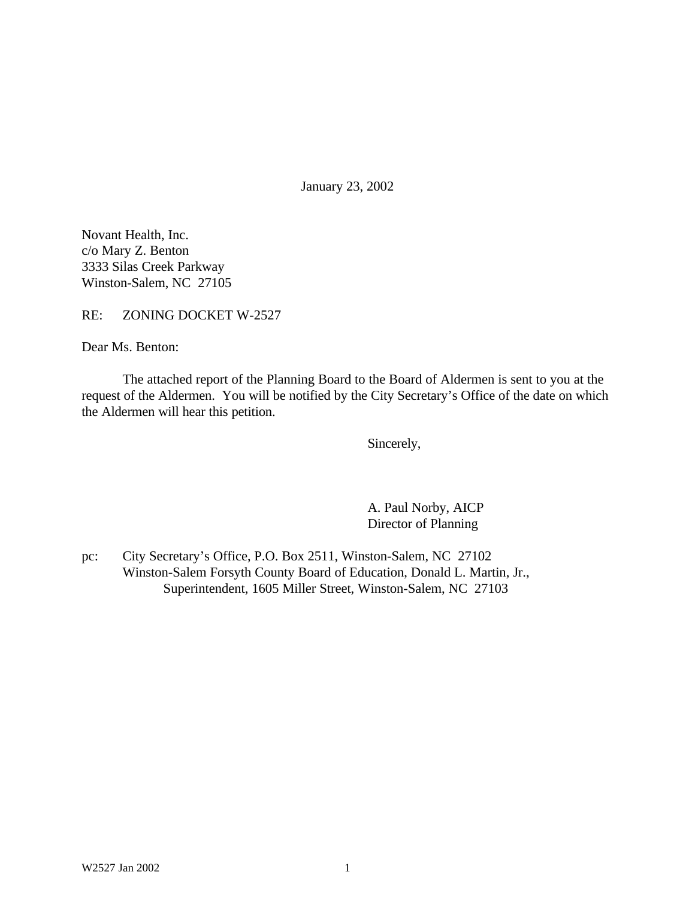January 23, 2002

Novant Health, Inc.
c/o Mary Z. Benton
3333 Silas Creek Parkway
Winston-Salem, NC 27105

RE: ZONING DOCKET W-2527

Dear Ms. Benton:

The attached report of the Planning Board to the Board of Aldermen is sent to you at the request of the Aldermen. You will be notified by the City Secretary's Office of the date on which the Aldermen will hear this petition.

Sincerely,

A. Paul Norby, AICP
Director of Planning

pc: City Secretary's Office, P.O. Box 2511, Winston-Salem, NC 27102
Winston-Salem Forsyth County Board of Education, Donald L. Martin, Jr., Superintendent, 1605 Miller Street, Winston-Salem, NC 27103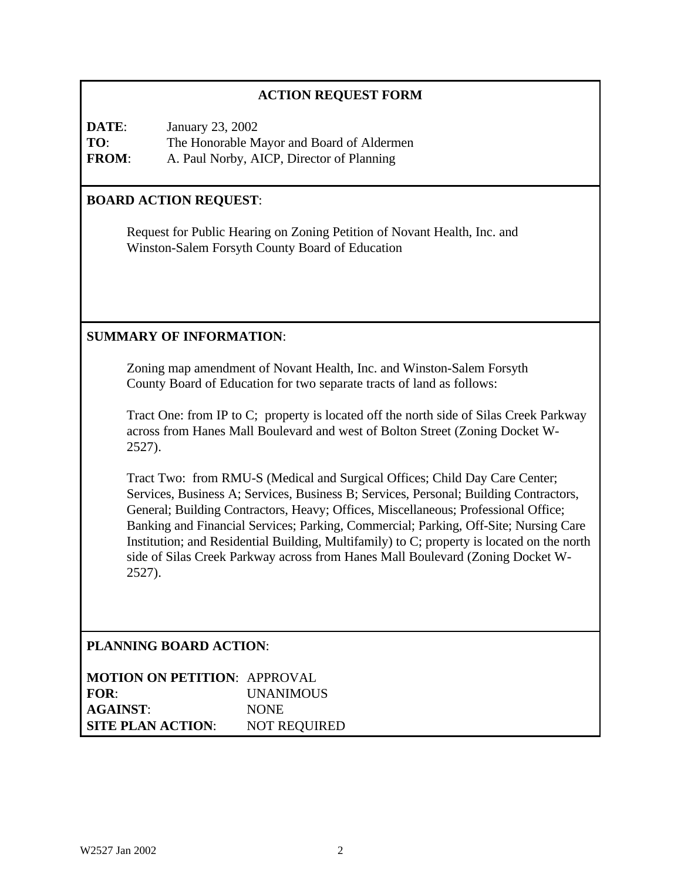## ACTION REQUEST FORM

**DATE**: January 23, 2002
**TO**: The Honorable Mayor and Board of Aldermen
**FROM**: A. Paul Norby, AICP, Director of Planning

**BOARD ACTION REQUEST**:

Request for Public Hearing on Zoning Petition of Novant Health, Inc. and Winston-Salem Forsyth County Board of Education

**SUMMARY OF INFORMATION**:

Zoning map amendment of Novant Health, Inc. and Winston-Salem Forsyth County Board of Education for two separate tracts of land as follows:

Tract One: from IP to C; property is located off the north side of Silas Creek Parkway across from Hanes Mall Boulevard and west of Bolton Street (Zoning Docket W-2527).

Tract Two: from RMU-S (Medical and Surgical Offices; Child Day Care Center; Services, Business A; Services, Business B; Services, Personal; Building Contractors, General; Building Contractors, Heavy; Offices, Miscellaneous; Professional Office; Banking and Financial Services; Parking, Commercial; Parking, Off-Site; Nursing Care Institution; and Residential Building, Multifamily) to C; property is located on the north side of Silas Creek Parkway across from Hanes Mall Boulevard (Zoning Docket W-2527).

**PLANNING BOARD ACTION**:

**MOTION ON PETITION**: APPROVAL
**FOR**: UNANIMOUS
**AGAINST**: NONE
**SITE PLAN ACTION**: NOT REQUIRED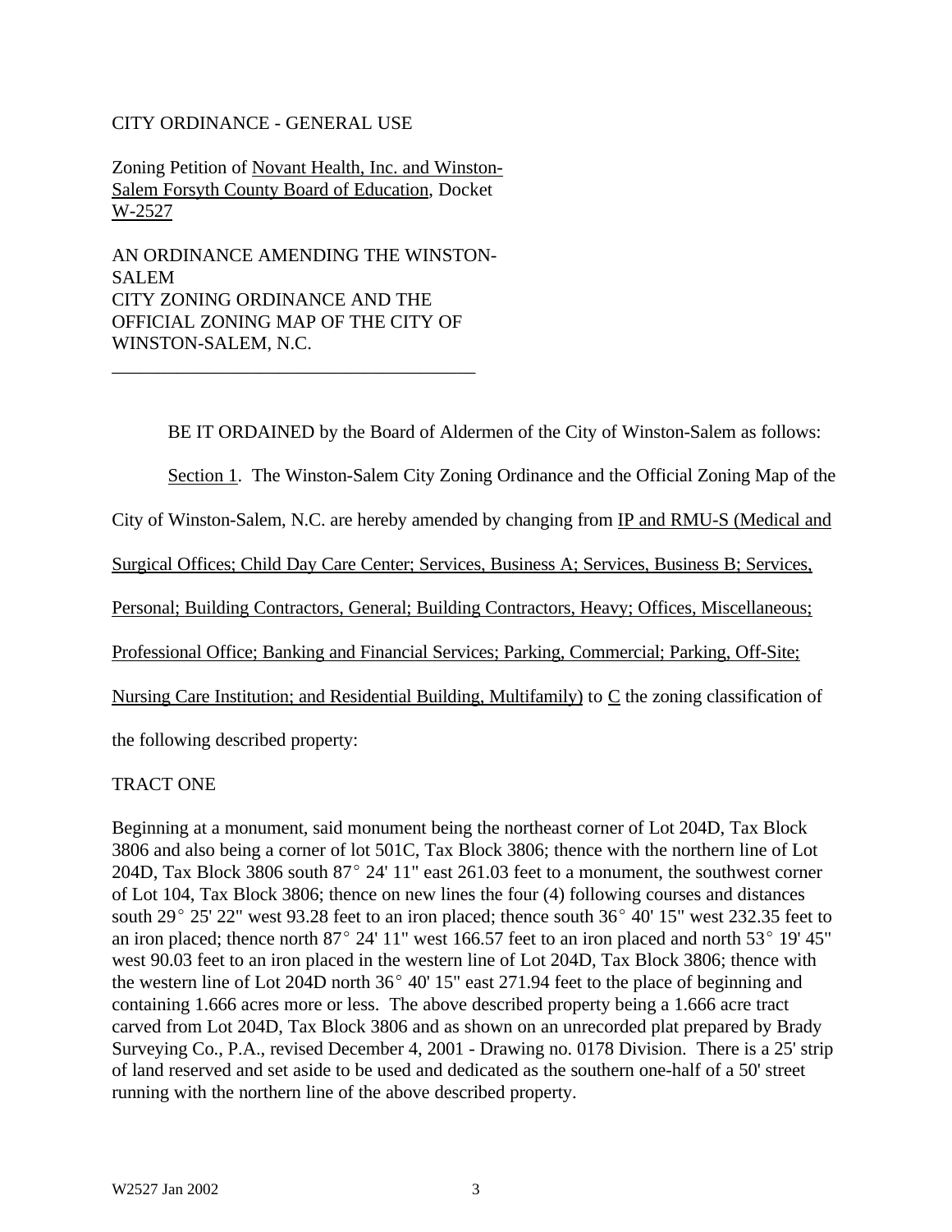CITY ORDINANCE - GENERAL USE

Zoning Petition of Novant Health, Inc. and Winston-Salem Forsyth County Board of Education, Docket W-2527

AN ORDINANCE AMENDING THE WINSTON-SALEM CITY ZONING ORDINANCE AND THE OFFICIAL ZONING MAP OF THE CITY OF WINSTON-SALEM, N.C.

---

BE IT ORDAINED by the Board of Aldermen of the City of Winston-Salem as follows:

Section 1. The Winston-Salem City Zoning Ordinance and the Official Zoning Map of the City of Winston-Salem, N.C. are hereby amended by changing from IP and RMU-S (Medical and Surgical Offices; Child Day Care Center; Services, Business A; Services, Business B; Services, Personal; Building Contractors, General; Building Contractors, Heavy; Offices, Miscellaneous; Professional Office; Banking and Financial Services; Parking, Commercial; Parking, Off-Site; Nursing Care Institution; and Residential Building, Multifamily) to C the zoning classification of the following described property:

TRACT ONE

Beginning at a monument, said monument being the northeast corner of Lot 204D, Tax Block 3806 and also being a corner of lot 501C, Tax Block 3806; thence with the northern line of Lot 204D, Tax Block 3806 south 87° 24' 11" east 261.03 feet to a monument, the southwest corner of Lot 104, Tax Block 3806; thence on new lines the four (4) following courses and distances south 29° 25' 22" west 93.28 feet to an iron placed; thence south 36° 40' 15" west 232.35 feet to an iron placed; thence north 87° 24' 11" west 166.57 feet to an iron placed and north 53° 19' 45" west 90.03 feet to an iron placed in the western line of Lot 204D, Tax Block 3806; thence with the western line of Lot 204D north 36° 40' 15" east 271.94 feet to the place of beginning and containing 1.666 acres more or less. The above described property being a 1.666 acre tract carved from Lot 204D, Tax Block 3806 and as shown on an unrecorded plat prepared by Brady Surveying Co., P.A., revised December 4, 2001 - Drawing no. 0178 Division. There is a 25' strip of land reserved and set aside to be used and dedicated as the southern one-half of a 50' street running with the northern line of the above described property.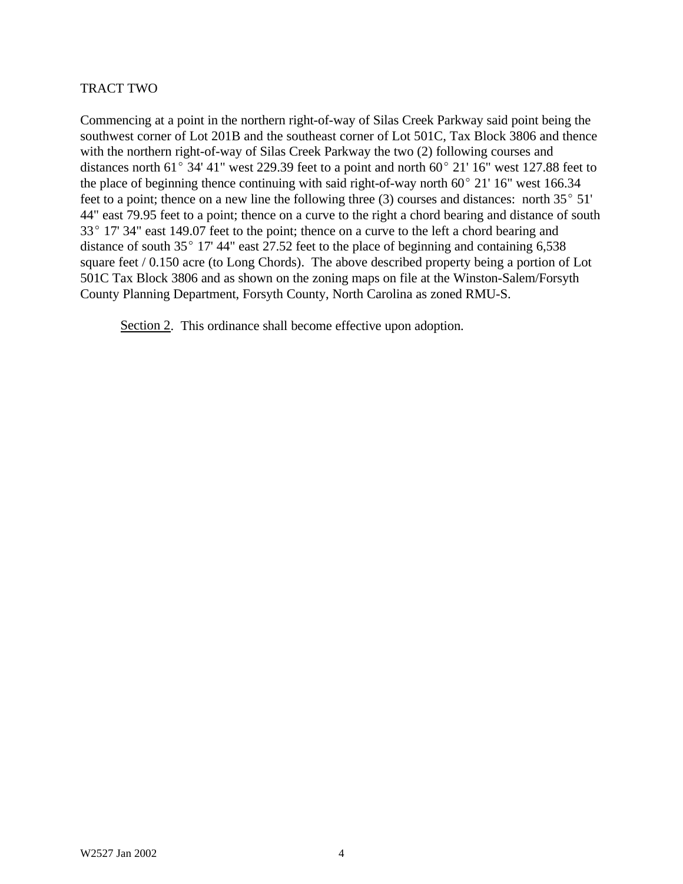TRACT TWO

Commencing at a point in the northern right-of-way of Silas Creek Parkway said point being the southwest corner of Lot 201B and the southeast corner of Lot 501C, Tax Block 3806 and thence with the northern right-of-way of Silas Creek Parkway the two (2) following courses and distances north 61° 34' 41" west 229.39 feet to a point and north 60° 21' 16" west 127.88 feet to the place of beginning thence continuing with said right-of-way north 60° 21' 16" west 166.34 feet to a point; thence on a new line the following three (3) courses and distances: north 35° 51' 44" east 79.95 feet to a point; thence on a curve to the right a chord bearing and distance of south 33° 17' 34" east 149.07 feet to the point; thence on a curve to the left a chord bearing and distance of south 35° 17' 44" east 27.52 feet to the place of beginning and containing 6,538 square feet / 0.150 acre (to Long Chords). The above described property being a portion of Lot 501C Tax Block 3806 and as shown on the zoning maps on file at the Winston-Salem/Forsyth County Planning Department, Forsyth County, North Carolina as zoned RMU-S.

Section 2. This ordinance shall become effective upon adoption.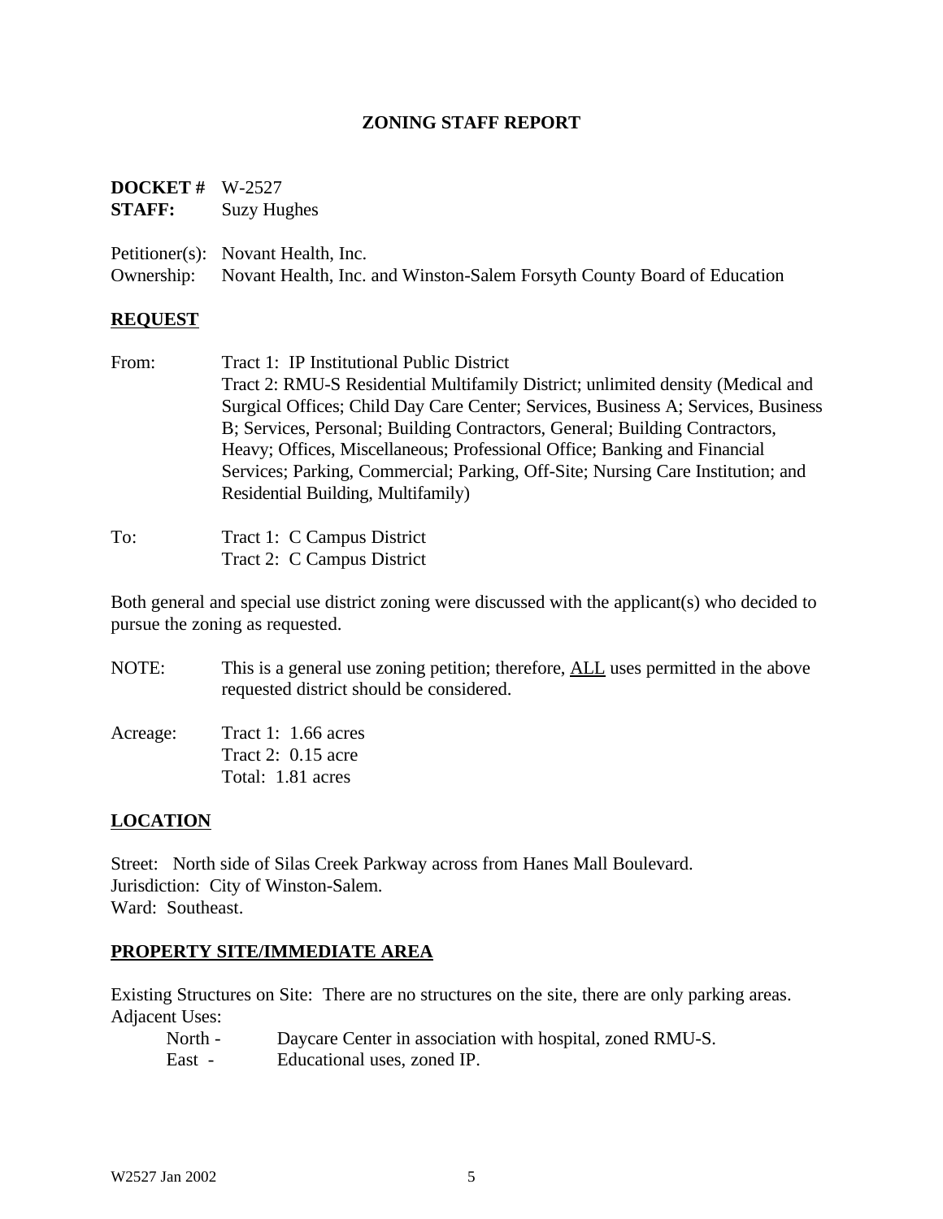# ZONING STAFF REPORT

**DOCKET #** W-2527
**STAFF:** Suzy Hughes

Petitioner(s): Novant Health, Inc.
Ownership: Novant Health, Inc. and Winston-Salem Forsyth County Board of Education

## REQUEST

From: Tract 1: IP Institutional Public District
Tract 2: RMU-S Residential Multifamily District; unlimited density (Medical and Surgical Offices; Child Day Care Center; Services, Business A; Services, Business B; Services, Personal; Building Contractors, General; Building Contractors, Heavy; Offices, Miscellaneous; Professional Office; Banking and Financial Services; Parking, Commercial; Parking, Off-Site; Nursing Care Institution; and Residential Building, Multifamily)

To: Tract 1: C Campus District
Tract 2: C Campus District

Both general and special use district zoning were discussed with the applicant(s) who decided to pursue the zoning as requested.

NOTE: This is a general use zoning petition; therefore, ALL uses permitted in the above requested district should be considered.

Acreage: Tract 1: 1.66 acres
Tract 2: 0.15 acre
Total: 1.81 acres

## LOCATION

Street: North side of Silas Creek Parkway across from Hanes Mall Boulevard.
Jurisdiction: City of Winston-Salem.
Ward: Southeast.

## PROPERTY SITE/IMMEDIATE AREA

Existing Structures on Site: There are no structures on the site, there are only parking areas.
Adjacent Uses:

- North - Daycare Center in association with hospital, zoned RMU-S.
- East - Educational uses, zoned IP.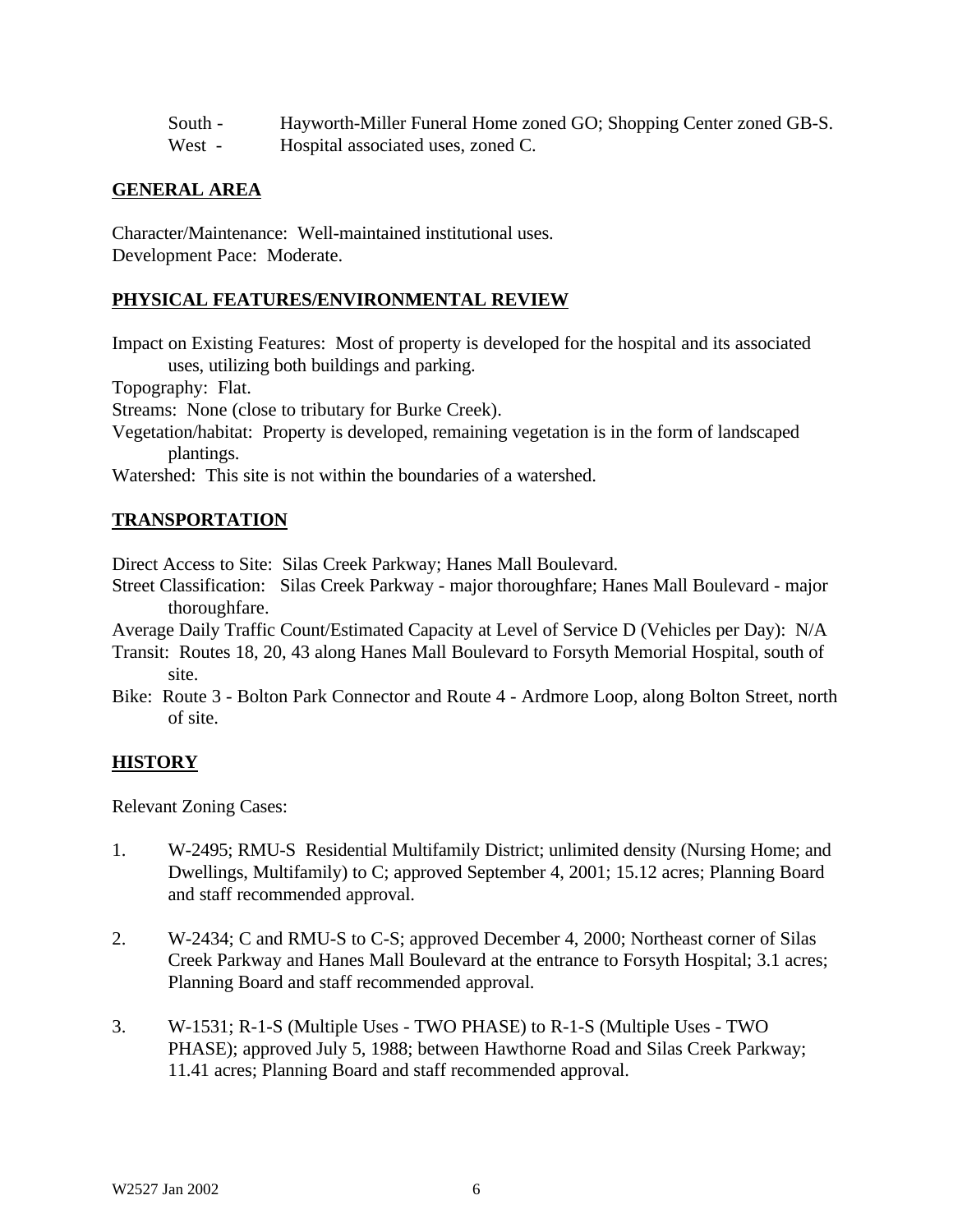South - Hayworth-Miller Funeral Home zoned GO; Shopping Center zoned GB-S.
West - Hospital associated uses, zoned C.

## GENERAL AREA

Character/Maintenance: Well-maintained institutional uses.
Development Pace: Moderate.

## PHYSICAL FEATURES/ENVIRONMENTAL REVIEW

Impact on Existing Features: Most of property is developed for the hospital and its associated uses, utilizing both buildings and parking.
Topography: Flat.
Streams: None (close to tributary for Burke Creek).
Vegetation/habitat: Property is developed, remaining vegetation is in the form of landscaped plantings.
Watershed: This site is not within the boundaries of a watershed.

## TRANSPORTATION

Direct Access to Site: Silas Creek Parkway; Hanes Mall Boulevard.
Street Classification: Silas Creek Parkway - major thoroughfare; Hanes Mall Boulevard - major thoroughfare.
Average Daily Traffic Count/Estimated Capacity at Level of Service D (Vehicles per Day): N/A
Transit: Routes 18, 20, 43 along Hanes Mall Boulevard to Forsyth Memorial Hospital, south of site.
Bike: Route 3 - Bolton Park Connector and Route 4 - Ardmore Loop, along Bolton Street, north of site.

## HISTORY

Relevant Zoning Cases:

1. W-2495; RMU-S Residential Multifamily District; unlimited density (Nursing Home; and Dwellings, Multifamily) to C; approved September 4, 2001; 15.12 acres; Planning Board and staff recommended approval.

2. W-2434; C and RMU-S to C-S; approved December 4, 2000; Northeast corner of Silas Creek Parkway and Hanes Mall Boulevard at the entrance to Forsyth Hospital; 3.1 acres; Planning Board and staff recommended approval.

3. W-1531; R-1-S (Multiple Uses - TWO PHASE) to R-1-S (Multiple Uses - TWO PHASE); approved July 5, 1988; between Hawthorne Road and Silas Creek Parkway; 11.41 acres; Planning Board and staff recommended approval.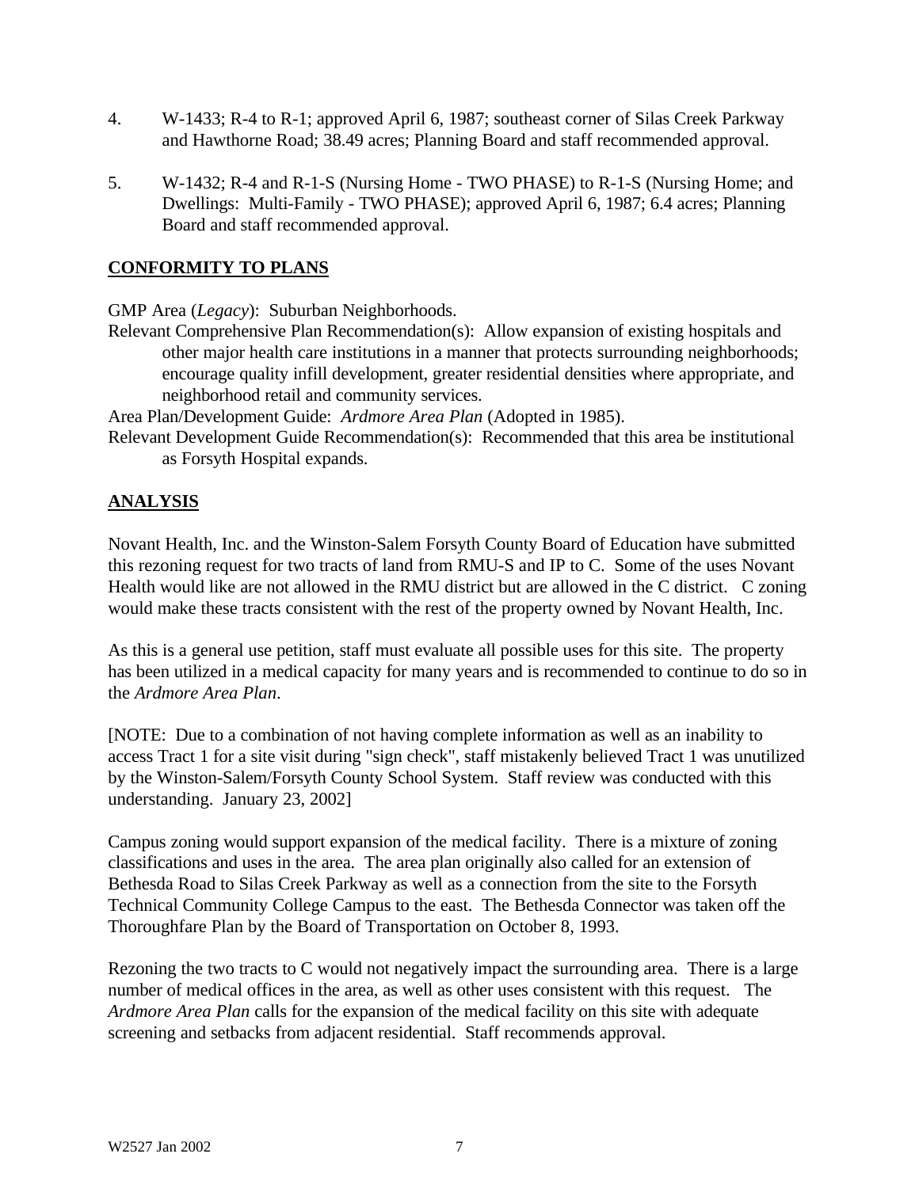4. W-1433; R-4 to R-1; approved April 6, 1987; southeast corner of Silas Creek Parkway and Hawthorne Road; 38.49 acres; Planning Board and staff recommended approval.

5. W-1432; R-4 and R-1-S (Nursing Home - TWO PHASE) to R-1-S (Nursing Home; and Dwellings: Multi-Family - TWO PHASE); approved April 6, 1987; 6.4 acres; Planning Board and staff recommended approval.

## CONFORMITY TO PLANS

GMP Area (*Legacy*): Suburban Neighborhoods.

Relevant Comprehensive Plan Recommendation(s): Allow expansion of existing hospitals and other major health care institutions in a manner that protects surrounding neighborhoods; encourage quality infill development, greater residential densities where appropriate, and neighborhood retail and community services.

Area Plan/Development Guide: *Ardmore Area Plan* (Adopted in 1985).

Relevant Development Guide Recommendation(s): Recommended that this area be institutional as Forsyth Hospital expands.

## ANALYSIS

Novant Health, Inc. and the Winston-Salem Forsyth County Board of Education have submitted this rezoning request for two tracts of land from RMU-S and IP to C. Some of the uses Novant Health would like are not allowed in the RMU district but are allowed in the C district. C zoning would make these tracts consistent with the rest of the property owned by Novant Health, Inc.

As this is a general use petition, staff must evaluate all possible uses for this site. The property has been utilized in a medical capacity for many years and is recommended to continue to do so in the *Ardmore Area Plan*.

[NOTE: Due to a combination of not having complete information as well as an inability to access Tract 1 for a site visit during "sign check", staff mistakenly believed Tract 1 was unutilized by the Winston-Salem/Forsyth County School System. Staff review was conducted with this understanding. January 23, 2002]

Campus zoning would support expansion of the medical facility. There is a mixture of zoning classifications and uses in the area. The area plan originally also called for an extension of Bethesda Road to Silas Creek Parkway as well as a connection from the site to the Forsyth Technical Community College Campus to the east. The Bethesda Connector was taken off the Thoroughfare Plan by the Board of Transportation on October 8, 1993.

Rezoning the two tracts to C would not negatively impact the surrounding area. There is a large number of medical offices in the area, as well as other uses consistent with this request. The *Ardmore Area Plan* calls for the expansion of the medical facility on this site with adequate screening and setbacks from adjacent residential. Staff recommends approval.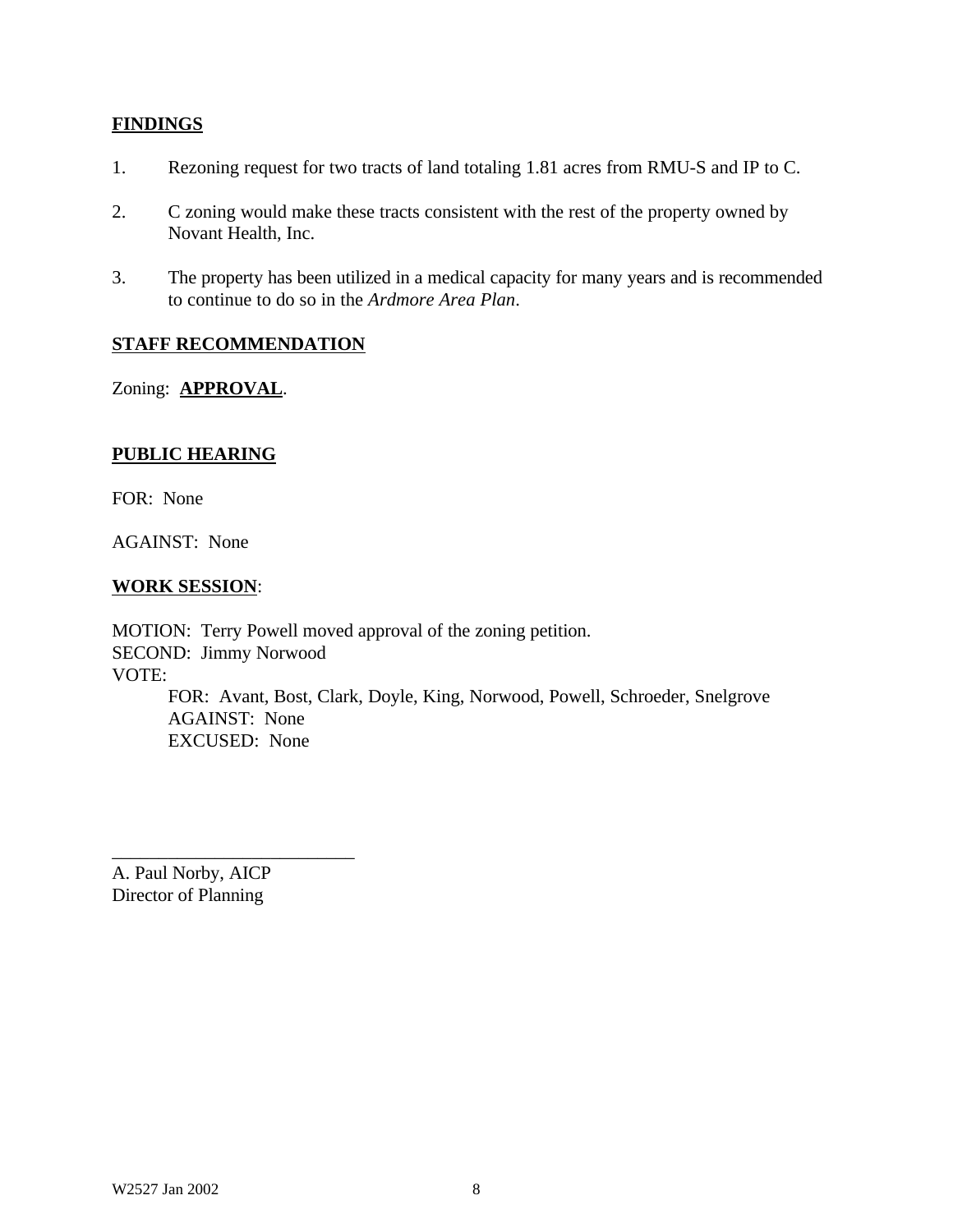**FINDINGS**

1. Rezoning request for two tracts of land totaling 1.81 acres from RMU-S and IP to C.

2. C zoning would make these tracts consistent with the rest of the property owned by Novant Health, Inc.

3. The property has been utilized in a medical capacity for many years and is recommended to continue to do so in the *Ardmore Area Plan*.

**STAFF RECOMMENDATION**

Zoning: **APPROVAL**.

**PUBLIC HEARING**

FOR: None

AGAINST: None

**WORK SESSION**:

MOTION: Terry Powell moved approval of the zoning petition.
SECOND: Jimmy Norwood
VOTE:
FOR: Avant, Bost, Clark, Doyle, King, Norwood, Powell, Schroeder, Snelgrove
AGAINST: None
EXCUSED: None

\_\_\_\_\_\_\_\_\_\_\_\_\_\_\_\_\_\_\_\_\_\_\_\_\_\_\_

A. Paul Norby, AICP
Director of Planning